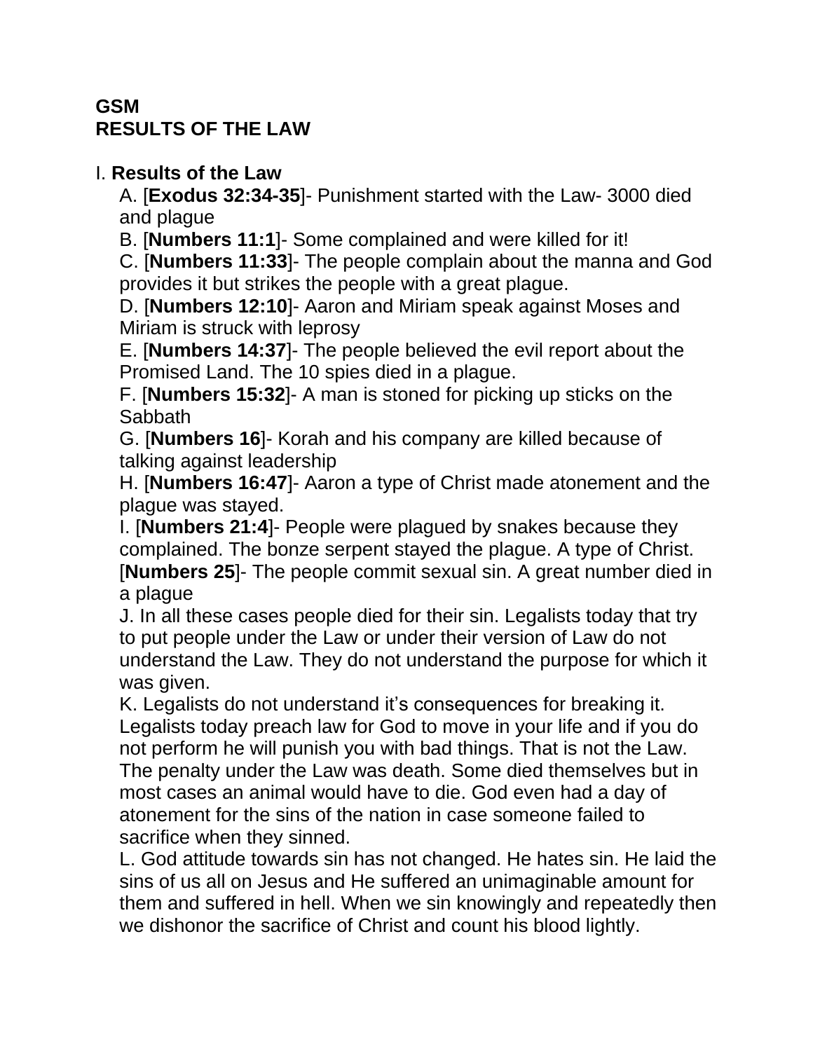**GSM**
**RESULTS OF THE LAW**

I. **Results of the Law**

A. [**Exodus 32:34-35**]- Punishment started with the Law- 3000 died and plague

B. [**Numbers 11:1**]- Some complained and were killed for it!

C. [**Numbers 11:33**]- The people complain about the manna and God provides it but strikes the people with a great plague.

D. [**Numbers 12:10**]- Aaron and Miriam speak against Moses and Miriam is struck with leprosy

E. [**Numbers 14:37**]- The people believed the evil report about the Promised Land. The 10 spies died in a plague.

F. [**Numbers 15:32**]- A man is stoned for picking up sticks on the Sabbath

G. [**Numbers 16**]- Korah and his company are killed because of talking against leadership

H. [**Numbers 16:47**]- Aaron a type of Christ made atonement and the plague was stayed.

I. [**Numbers 21:4**]- People were plagued by snakes because they complained. The bonze serpent stayed the plague. A type of Christ. [**Numbers 25**]- The people commit sexual sin. A great number died in a plague

J. In all these cases people died for their sin. Legalists today that try to put people under the Law or under their version of Law do not understand the Law. They do not understand the purpose for which it was given.

K. Legalists do not understand it's consequences for breaking it. Legalists today preach law for God to move in your life and if you do not perform he will punish you with bad things. That is not the Law. The penalty under the Law was death. Some died themselves but in most cases an animal would have to die. God even had a day of atonement for the sins of the nation in case someone failed to sacrifice when they sinned.

L. God attitude towards sin has not changed. He hates sin. He laid the sins of us all on Jesus and He suffered an unimaginable amount for them and suffered in hell. When we sin knowingly and repeatedly then we dishonor the sacrifice of Christ and count his blood lightly.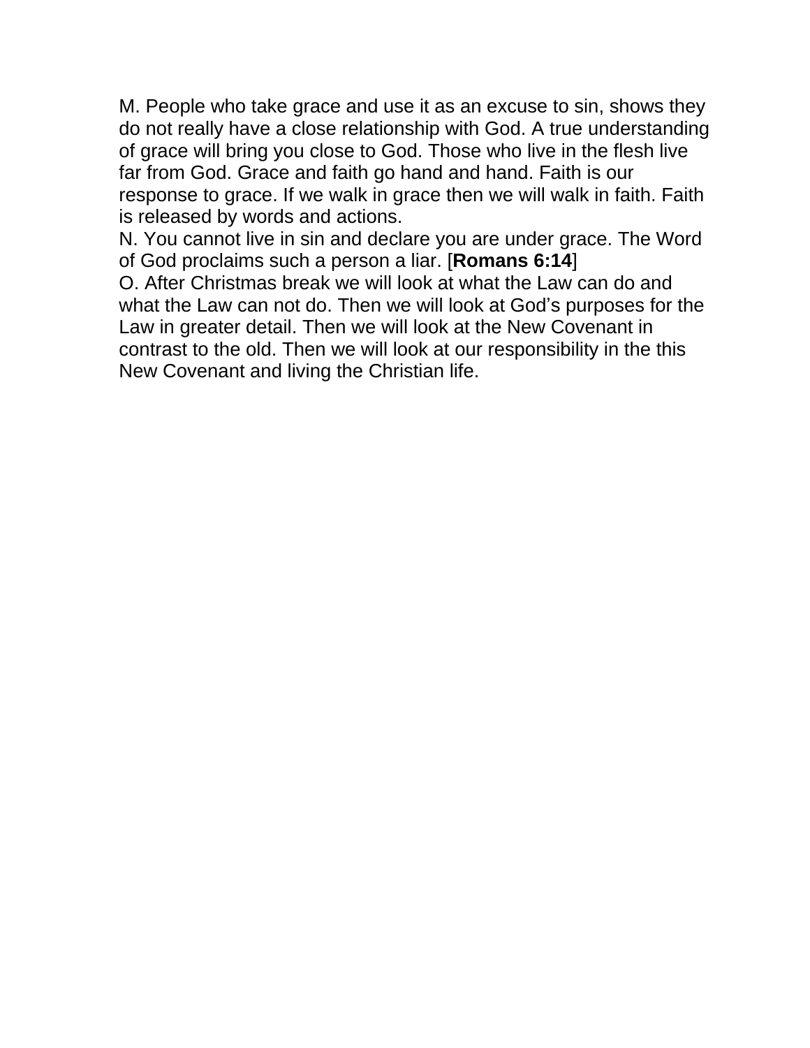M. People who take grace and use it as an excuse to sin, shows they do not really have a close relationship with God. A true understanding of grace will bring you close to God. Those who live in the flesh live far from God. Grace and faith go hand and hand. Faith is our response to grace. If we walk in grace then we will walk in faith. Faith is released by words and actions.

N. You cannot live in sin and declare you are under grace. The Word of God proclaims such a person a liar. [**Romans 6:14**]

O. After Christmas break we will look at what the Law can do and what the Law can not do. Then we will look at God's purposes for the Law in greater detail. Then we will look at the New Covenant in contrast to the old. Then we will look at our responsibility in the this New Covenant and living the Christian life.